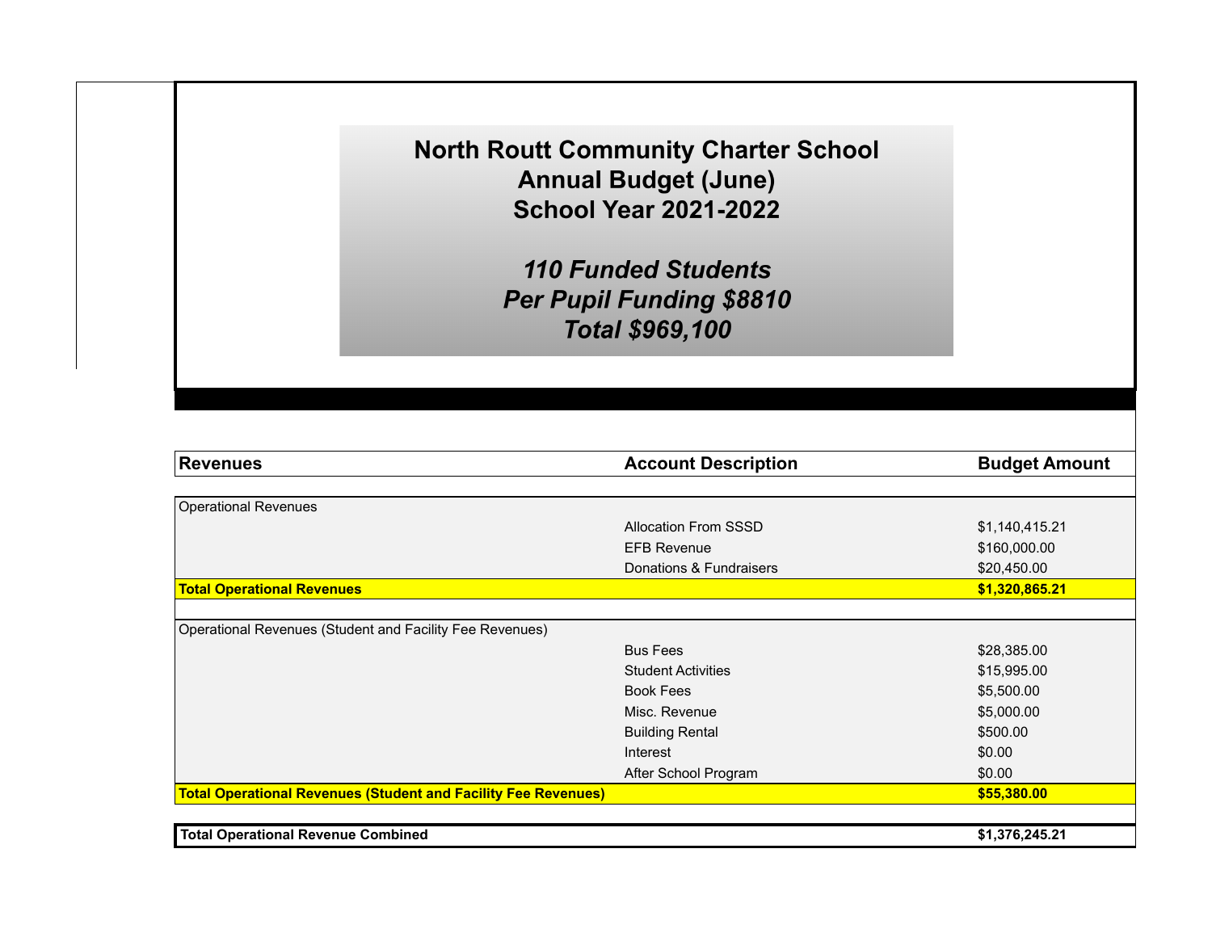# North Routt Community Charter School
## Annual Budget (June)
## School Year 2021-2022

***110 Funded Students***
***Per Pupil Funding $8810***
***Total $969,100***

| Revenues | Account Description | Budget Amount |
|---|---|---|
| Operational Revenues | | |
| | Allocation From SSSD | $1,140,415.21 |
| | EFB Revenue | $160,000.00 |
| | Donations & Fundraisers | $20,450.00 |
| **Total Operational Revenues** | | **$1,320,865.21** |
| Operational Revenues (Student and Facility Fee Revenues) | | |
| | Bus Fees | $28,385.00 |
| | Student Activities | $15,995.00 |
| | Book Fees | $5,500.00 |
| | Misc. Revenue | $5,000.00 |
| | Building Rental | $500.00 |
| | Interest | $0.00 |
| | After School Program | $0.00 |
| **Total Operational Revenues (Student and Facility Fee Revenues)** | | **$55,380.00** |
| **Total Operational Revenue Combined** | | **$1,376,245.21** |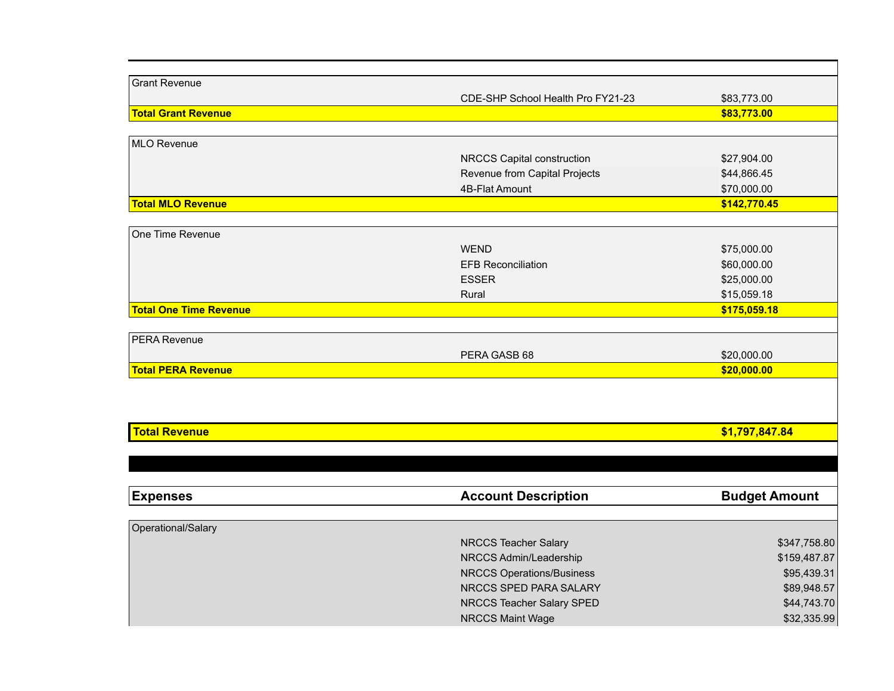| | | |
|---|---|---|
| Grant Revenue | | |
| | CDE-SHP School Health Pro FY21-23 | $83,773.00 |
| **Total Grant Revenue** | | **$83,773.00** |
| | | |
| MLO Revenue | | |
| | NRCCS Capital construction | $27,904.00 |
| | Revenue from Capital Projects | $44,866.45 |
| | 4B-Flat Amount | $70,000.00 |
| **Total MLO Revenue** | | **$142,770.45** |
| | | |
| One Time Revenue | | |
| | WEND | $75,000.00 |
| | EFB Reconciliation | $60,000.00 |
| | ESSER | $25,000.00 |
| | Rural | $15,059.18 |
| **Total One Time Revenue** | | **$175,059.18** |
| | | |
| PERA Revenue | | |
| | PERA GASB 68 | $20,000.00 |
| **Total PERA Revenue** | | **$20,000.00** |
| | | |
| **Total Revenue** | | **$1,797,847.84** |

| Expenses | Account Description | Budget Amount |
|---|---|---|
| Operational/Salary | | |
| | NRCCS Teacher Salary | $347,758.80 |
| | NRCCS Admin/Leadership | $159,487.87 |
| | NRCCS Operations/Business | $95,439.31 |
| | NRCCS SPED PARA SALARY | $89,948.57 |
| | NRCCS Teacher Salary SPED | $44,743.70 |
| | NRCCS Maint Wage | $32,335.99 |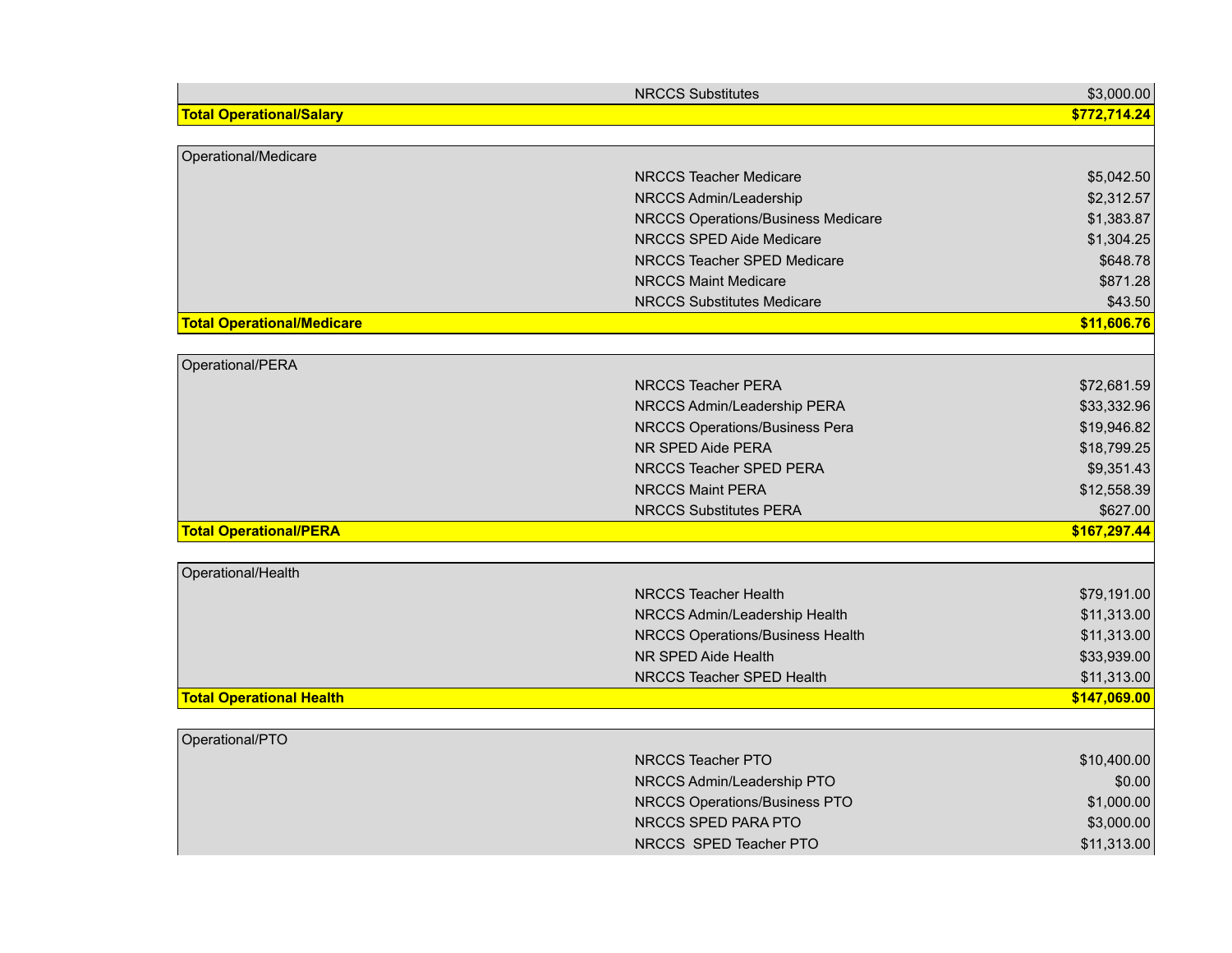| | | |
|---|---|---|
| | NRCCS Substitutes | $3,000.00 |
| **Total Operational/Salary** | | **$772,714.24** |
| | | |
| Operational/Medicare | | |
| | NRCCS Teacher Medicare | $5,042.50 |
| | NRCCS Admin/Leadership | $2,312.57 |
| | NRCCS Operations/Business Medicare | $1,383.87 |
| | NRCCS SPED Aide Medicare | $1,304.25 |
| | NRCCS Teacher SPED Medicare | $648.78 |
| | NRCCS Maint Medicare | $871.28 |
| | NRCCS Substitutes Medicare | $43.50 |
| **Total Operational/Medicare** | | **$11,606.76** |
| | | |
| Operational/PERA | | |
| | NRCCS Teacher PERA | $72,681.59 |
| | NRCCS Admin/Leadership PERA | $33,332.96 |
| | NRCCS Operations/Business Pera | $19,946.82 |
| | NR SPED Aide PERA | $18,799.25 |
| | NRCCS Teacher SPED PERA | $9,351.43 |
| | NRCCS Maint PERA | $12,558.39 |
| | NRCCS Substitutes PERA | $627.00 |
| **Total Operational/PERA** | | **$167,297.44** |
| | | |
| Operational/Health | | |
| | NRCCS Teacher Health | $79,191.00 |
| | NRCCS Admin/Leadership Health | $11,313.00 |
| | NRCCS Operations/Business Health | $11,313.00 |
| | NR SPED Aide Health | $33,939.00 |
| | NRCCS Teacher SPED Health | $11,313.00 |
| **Total Operational Health** | | **$147,069.00** |
| | | |
| Operational/PTO | | |
| | NRCCS Teacher PTO | $10,400.00 |
| | NRCCS Admin/Leadership PTO | $0.00 |
| | NRCCS Operations/Business PTO | $1,000.00 |
| | NRCCS SPED PARA PTO | $3,000.00 |
| | NRCCS  SPED Teacher PTO | $11,313.00 |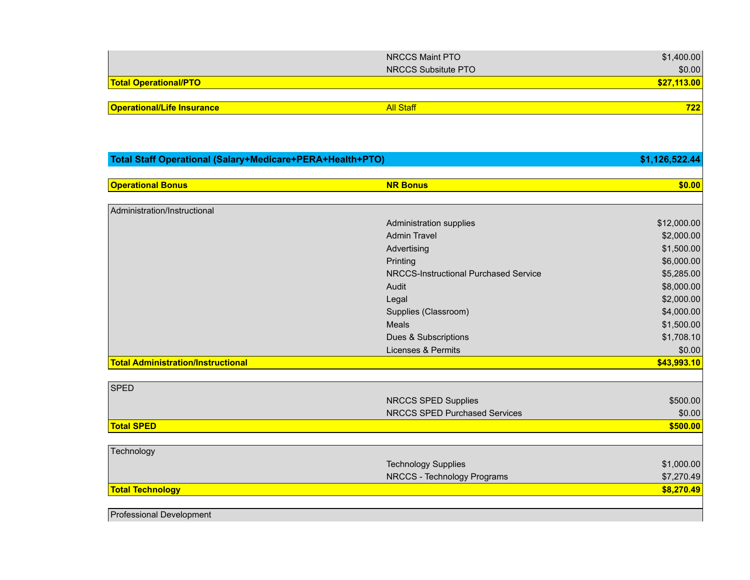| | | |
|---|---|---|
| | NRCCS Maint PTO | $1,400.00 |
| | NRCCS Subsitute PTO | $0.00 |
| **Total Operational/PTO** | | **$27,113.00** |
| | | |
| **Operational/Life Insurance** | All Staff | **722** |
| | | |
| **Total Staff Operational (Salary+Medicare+PERA+Health+PTO)** | | **$1,126,522.44** |
| | | |
| **Operational Bonus** | **NR Bonus** | **$0.00** |
| | | |
| Administration/Instructional | | |
| | Administration supplies | $12,000.00 |
| | Admin Travel | $2,000.00 |
| | Advertising | $1,500.00 |
| | Printing | $6,000.00 |
| | NRCCS-Instructional Purchased Service | $5,285.00 |
| | Audit | $8,000.00 |
| | Legal | $2,000.00 |
| | Supplies (Classroom) | $4,000.00 |
| | Meals | $1,500.00 |
| | Dues & Subscriptions | $1,708.10 |
| | Licenses & Permits | $0.00 |
| **Total Administration/Instructional** | | **$43,993.10** |
| | | |
| SPED | | |
| | NRCCS SPED Supplies | $500.00 |
| | NRCCS SPED Purchased Services | $0.00 |
| **Total SPED** | | **$500.00** |
| | | |
| Technology | | |
| | Technology Supplies | $1,000.00 |
| | NRCCS - Technology Programs | $7,270.49 |
| **Total Technology** | | **$8,270.49** |
| | | |
| Professional Development | | |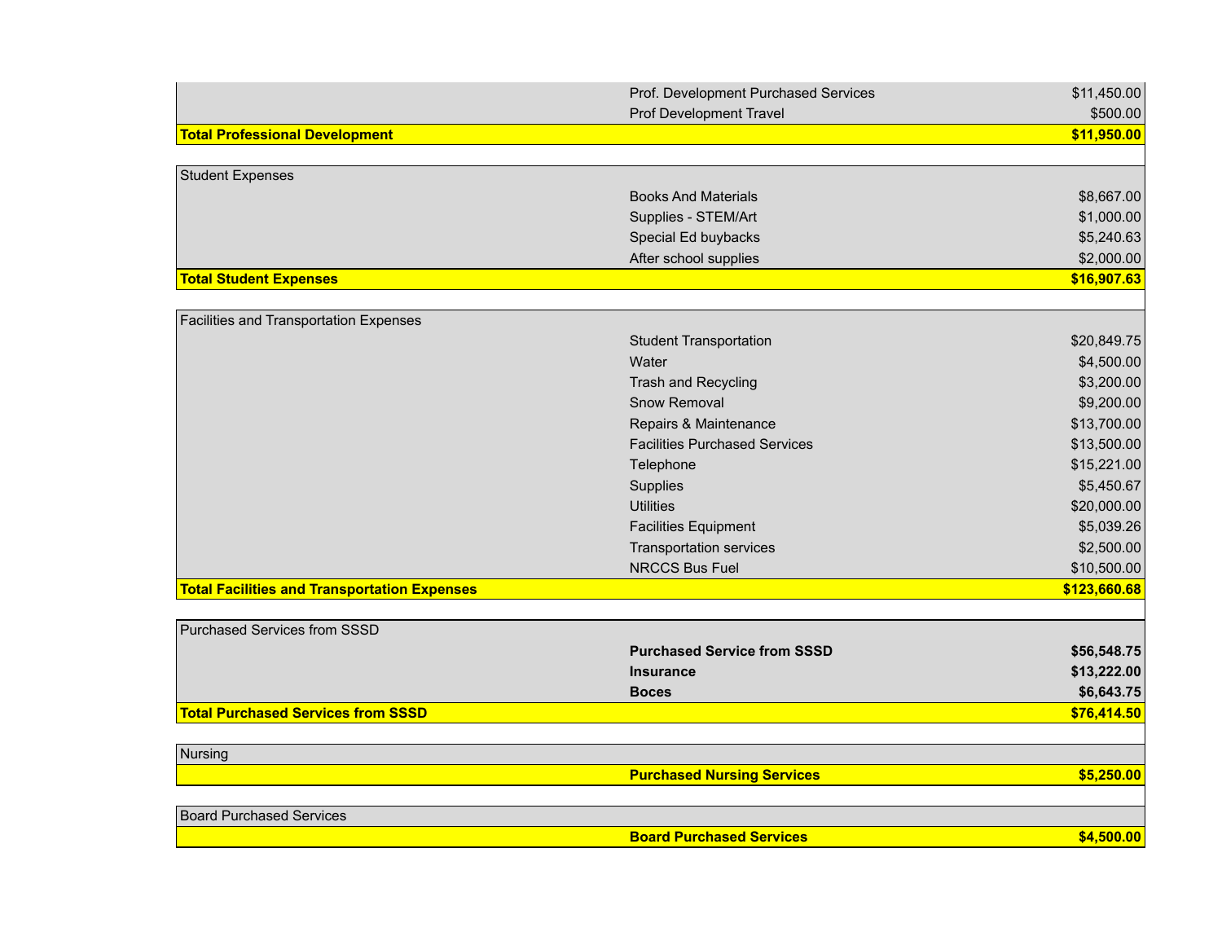| Category | Line Item | Amount |
|---|---|---|
| | Prof. Development Purchased Services | $11,450.00 |
| | Prof Development Travel | $500.00 |
| **Total Professional Development** | | **$11,950.00** |
| | | |
| Student Expenses | | |
| | Books And Materials | $8,667.00 |
| | Supplies - STEM/Art | $1,000.00 |
| | Special Ed buybacks | $5,240.63 |
| | After school supplies | $2,000.00 |
| **Total Student Expenses** | | **$16,907.63** |
| | | |
| Facilities and Transportation Expenses | | |
| | Student Transportation | $20,849.75 |
| | Water | $4,500.00 |
| | Trash and Recycling | $3,200.00 |
| | Snow Removal | $9,200.00 |
| | Repairs & Maintenance | $13,700.00 |
| | Facilities Purchased Services | $13,500.00 |
| | Telephone | $15,221.00 |
| | Supplies | $5,450.67 |
| | Utilities | $20,000.00 |
| | Facilities Equipment | $5,039.26 |
| | Transportation services | $2,500.00 |
| | NRCCS Bus Fuel | $10,500.00 |
| **Total Facilities and Transportation Expenses** | | **$123,660.68** |
| | | |
| Purchased Services from SSSD | | |
| | **Purchased Service from SSSD** | **$56,548.75** |
| | **Insurance** | **$13,222.00** |
| | **Boces** | **$6,643.75** |
| **Total Purchased Services from SSSD** | | **$76,414.50** |
| | | |
| Nursing | | |
| | **Purchased Nursing Services** | **$5,250.00** |
| | | |
| Board Purchased Services | | |
| | **Board Purchased Services** | **$4,500.00** |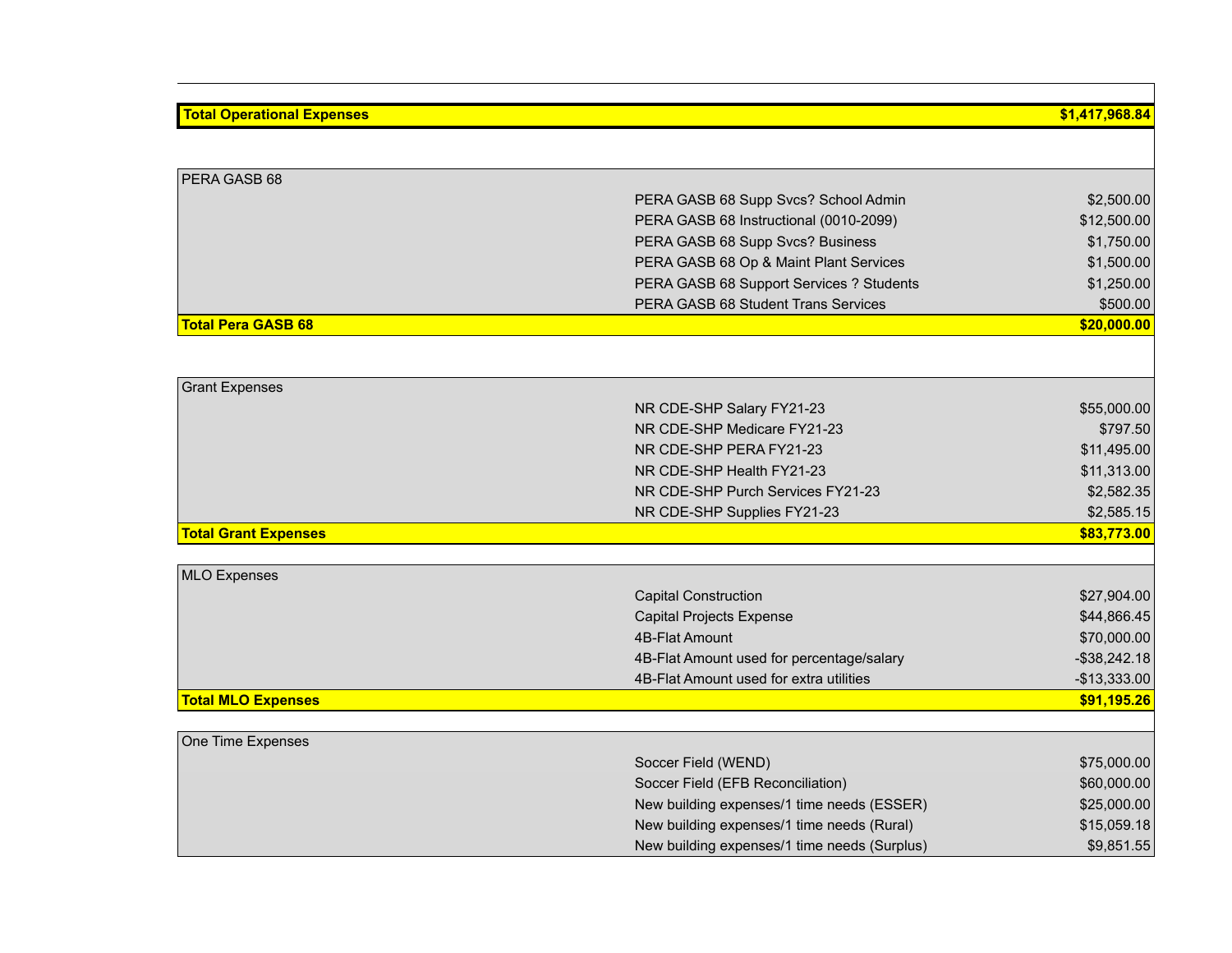| | | |
|---|---|---|
| **Total Operational Expenses** | | **$1,417,968.84** |
| | | |
| PERA GASB 68 | | |
| | PERA GASB 68 Supp Svcs? School Admin | $2,500.00 |
| | PERA GASB 68 Instructional (0010-2099) | $12,500.00 |
| | PERA GASB 68 Supp Svcs? Business | $1,750.00 |
| | PERA GASB 68 Op & Maint Plant Services | $1,500.00 |
| | PERA GASB 68 Support Services ? Students | $1,250.00 |
| | PERA GASB 68 Student Trans Services | $500.00 |
| **Total Pera GASB 68** | | **$20,000.00** |
| | | |
| Grant Expenses | | |
| | NR CDE-SHP Salary FY21-23 | $55,000.00 |
| | NR CDE-SHP Medicare FY21-23 | $797.50 |
| | NR CDE-SHP PERA FY21-23 | $11,495.00 |
| | NR CDE-SHP Health FY21-23 | $11,313.00 |
| | NR CDE-SHP Purch Services FY21-23 | $2,582.35 |
| | NR CDE-SHP Supplies FY21-23 | $2,585.15 |
| **Total Grant Expenses** | | **$83,773.00** |
| | | |
| MLO Expenses | | |
| | Capital Construction | $27,904.00 |
| | Capital Projects Expense | $44,866.45 |
| | 4B-Flat Amount | $70,000.00 |
| | 4B-Flat Amount used for percentage/salary | -$38,242.18 |
| | 4B-Flat Amount used for extra utilities | -$13,333.00 |
| **Total MLO Expenses** | | **$91,195.26** |
| | | |
| One Time Expenses | | |
| | Soccer Field (WEND) | $75,000.00 |
| | Soccer Field (EFB Reconciliation) | $60,000.00 |
| | New building expenses/1 time needs (ESSER) | $25,000.00 |
| | New building expenses/1 time needs (Rural) | $15,059.18 |
| | New building expenses/1 time needs (Surplus) | $9,851.55 |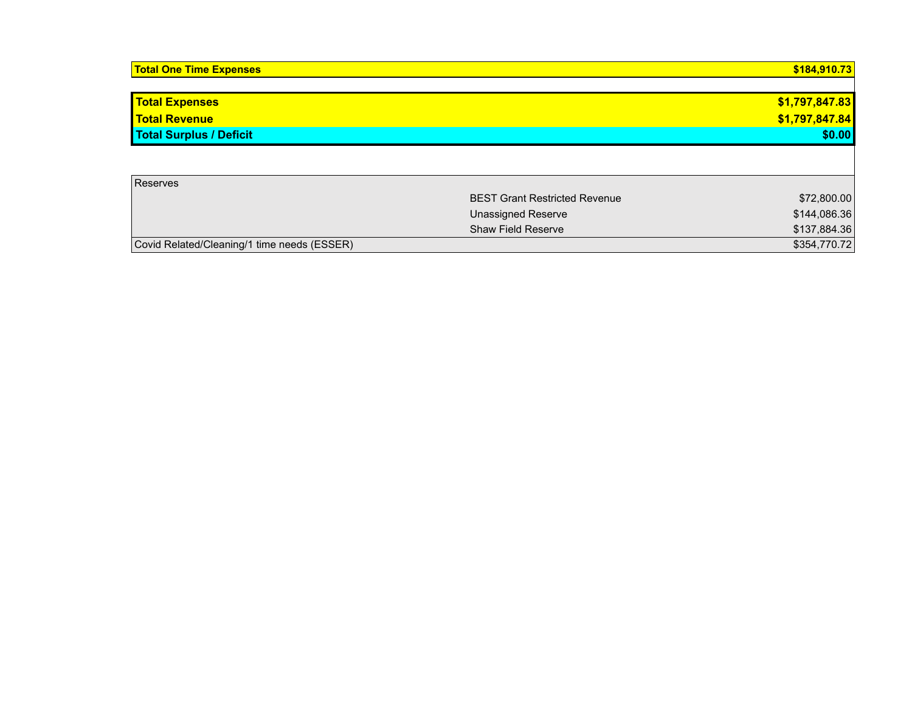| | | |
|---|---|---|
| **Total One Time Expenses** | | **$184,910.73** |

| | |
|---|---|
| **Total Expenses** | **$1,797,847.83** |
| **Total Revenue** | **$1,797,847.84** |
| **Total Surplus / Deficit** | **$0.00** |

| | | |
|---|---|---|
| Reserves | | |
| | BEST Grant Restricted Revenue | $72,800.00 |
| | Unassigned Reserve | $144,086.36 |
| | Shaw Field Reserve | $137,884.36 |
| Covid Related/Cleaning/1 time needs (ESSER) | | $354,770.72 |